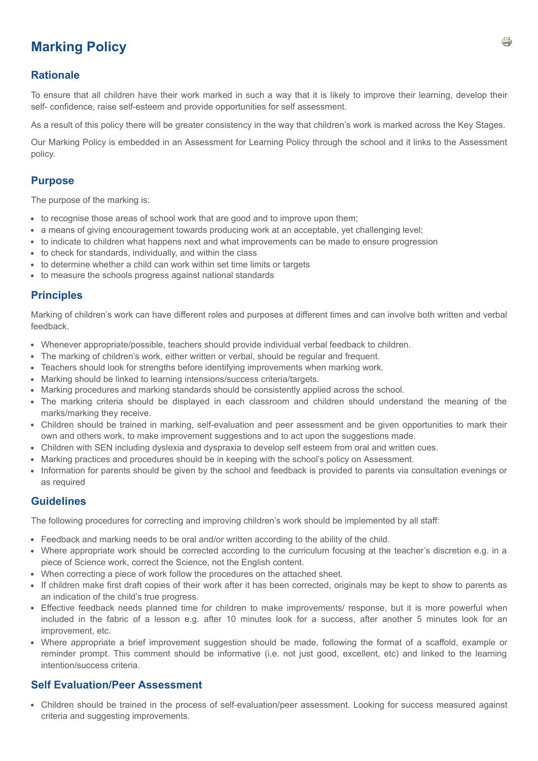# Marking Policy

## Rationale

To ensure that all children have their work marked in such a way that it is likely to improve their learning, develop their self- confidence, raise self-esteem and provide opportunities for self assessment.

As a result of this policy there will be greater consistency in the way that children's work is marked across the Key Stages.

Our Marking Policy is embedded in an Assessment for Learning Policy through the school and it links to the Assessment policy.

## Purpose

The purpose of the marking is:

- to recognise those areas of school work that are good and to improve upon them;
- a means of giving encouragement towards producing work at an acceptable, yet challenging level;
- to indicate to children what happens next and what improvements can be made to ensure progression
- to check for standards, individually, and within the class
- to determine whether a child can work within set time limits or targets
- to measure the schools progress against national standards

## Principles

Marking of children's work can have different roles and purposes at different times and can involve both written and verbal feedback.

- Whenever appropriate/possible, teachers should provide individual verbal feedback to children.
- The marking of children's work, either written or verbal, should be regular and frequent.
- Teachers should look for strengths before identifying improvements when marking work.
- Marking should be linked to learning intensions/success criteria/targets.
- Marking procedures and marking standards should be consistently applied across the school.
- The marking criteria should be displayed in each classroom and children should understand the meaning of the marks/marking they receive.
- Children should be trained in marking, self-evaluation and peer assessment and be given opportunities to mark their own and others work, to make improvement suggestions and to act upon the suggestions made.
- Children with SEN including dyslexia and dyspraxia to develop self esteem from oral and written cues.
- Marking practices and procedures should be in keeping with the school's policy on Assessment.
- Information for parents should be given by the school and feedback is provided to parents via consultation evenings or as required

## Guidelines

The following procedures for correcting and improving children's work should be implemented by all staff:

- Feedback and marking needs to be oral and/or written according to the ability of the child.
- Where appropriate work should be corrected according to the curriculum focusing at the teacher's discretion e.g. in a piece of Science work, correct the Science, not the English content.
- When correcting a piece of work follow the procedures on the attached sheet.
- If children make first draft copies of their work after it has been corrected, originals may be kept to show to parents as an indication of the child's true progress.
- Effective feedback needs planned time for children to make improvements/ response, but it is more powerful when included in the fabric of a lesson e.g. after 10 minutes look for a success, after another 5 minutes look for an improvement, etc.
- Where appropriate a brief improvement suggestion should be made, following the format of a scaffold, example or reminder prompt. This comment should be informative (i.e. not just good, excellent, etc) and linked to the learning intention/success criteria.

## Self Evaluation/Peer Assessment

- Children should be trained in the process of self-evaluation/peer assessment. Looking for success measured against criteria and suggesting improvements.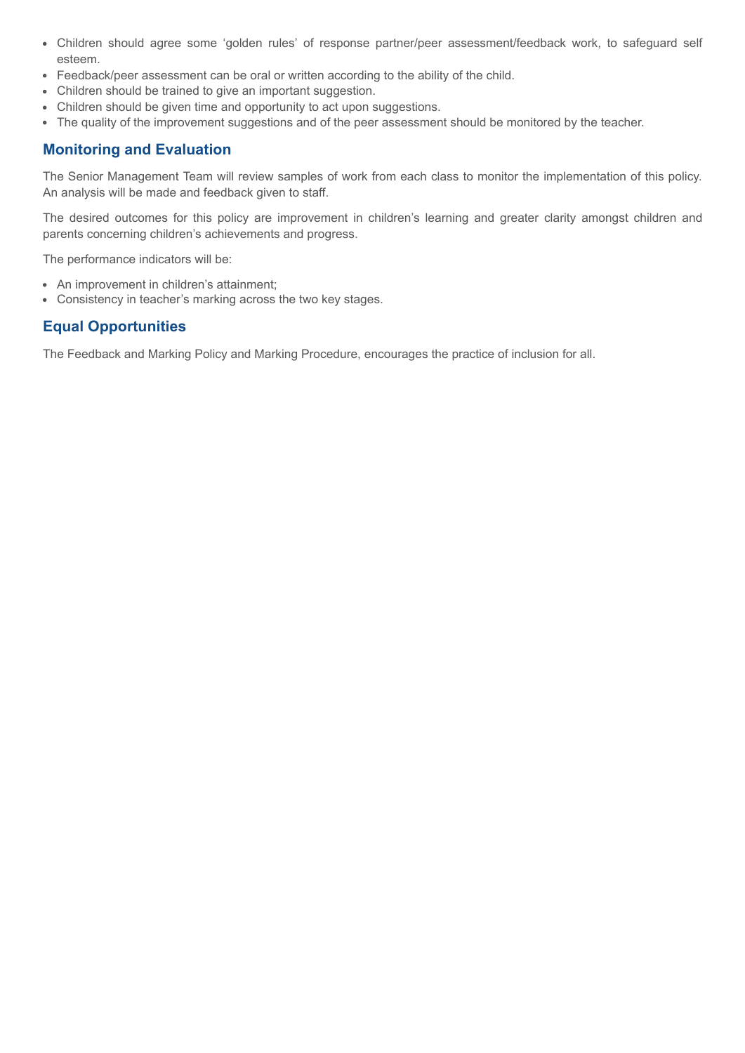- Children should agree some ‘golden rules’ of response partner/peer assessment/feedback work, to safeguard self esteem.
- Feedback/peer assessment can be oral or written according to the ability of the child.
- Children should be trained to give an important suggestion.
- Children should be given time and opportunity to act upon suggestions.
- The quality of the improvement suggestions and of the peer assessment should be monitored by the teacher.

## Monitoring and Evaluation

The Senior Management Team will review samples of work from each class to monitor the implementation of this policy. An analysis will be made and feedback given to staff.

The desired outcomes for this policy are improvement in children’s learning and greater clarity amongst children and parents concerning children’s achievements and progress.

The performance indicators will be:

- An improvement in children’s attainment;
- Consistency in teacher’s marking across the two key stages.

## Equal Opportunities

The Feedback and Marking Policy and Marking Procedure, encourages the practice of inclusion for all.